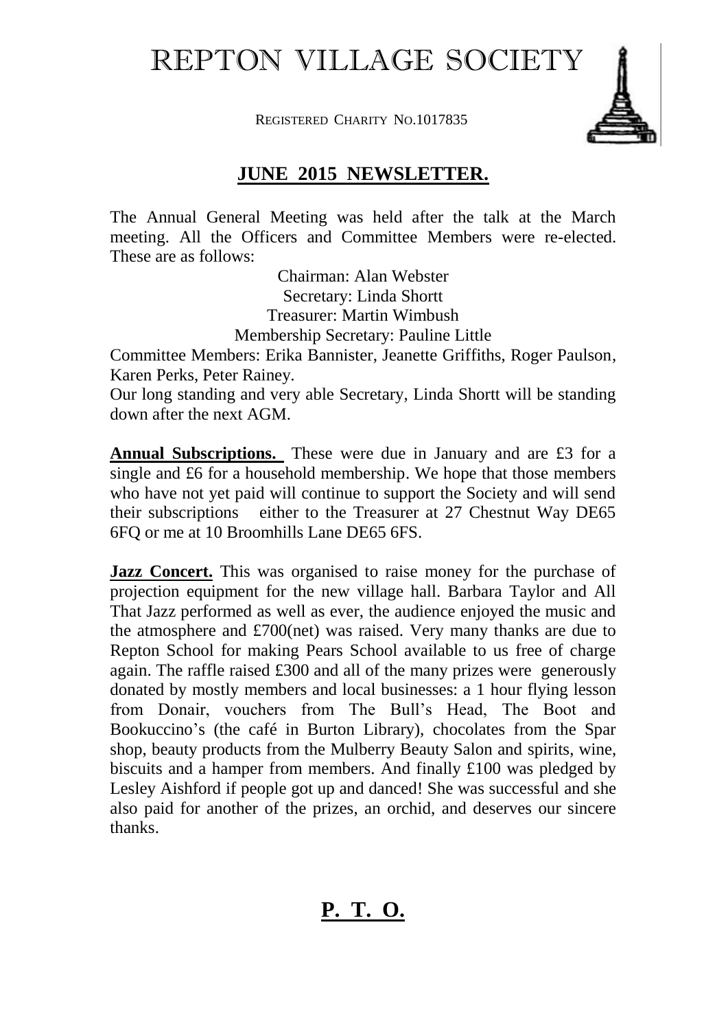# REPTON VILLAGE SOCIETY

REGISTERED CHARITY NO.1017835

## JUNE 2015 NEWSLETTER.

The Annual General Meeting was held after the talk at the March meeting. All the Officers and Committee Members were re-elected. These are as follows:

Chairman: Alan Webster
Secretary: Linda Shortt
Treasurer: Martin Wimbush
Membership Secretary: Pauline Little

Committee Members: Erika Bannister, Jeanette Griffiths, Roger Paulson, Karen Perks, Peter Rainey.

Our long standing and very able Secretary, Linda Shortt will be standing down after the next AGM.

**Annual Subscriptions.** These were due in January and are £3 for a single and £6 for a household membership. We hope that those members who have not yet paid will continue to support the Society and will send their subscriptions either to the Treasurer at 27 Chestnut Way DE65 6FQ or me at 10 Broomhills Lane DE65 6FS.

**Jazz Concert.** This was organised to raise money for the purchase of projection equipment for the new village hall. Barbara Taylor and All That Jazz performed as well as ever, the audience enjoyed the music and the atmosphere and £700(net) was raised. Very many thanks are due to Repton School for making Pears School available to us free of charge again. The raffle raised £300 and all of the many prizes were generously donated by mostly members and local businesses: a 1 hour flying lesson from Donair, vouchers from The Bull's Head, The Boot and Bookuccino's (the café in Burton Library), chocolates from the Spar shop, beauty products from the Mulberry Beauty Salon and spirits, wine, biscuits and a hamper from members. And finally £100 was pledged by Lesley Aishford if people got up and danced! She was successful and she also paid for another of the prizes, an orchid, and deserves our sincere thanks.

**P. T. O.**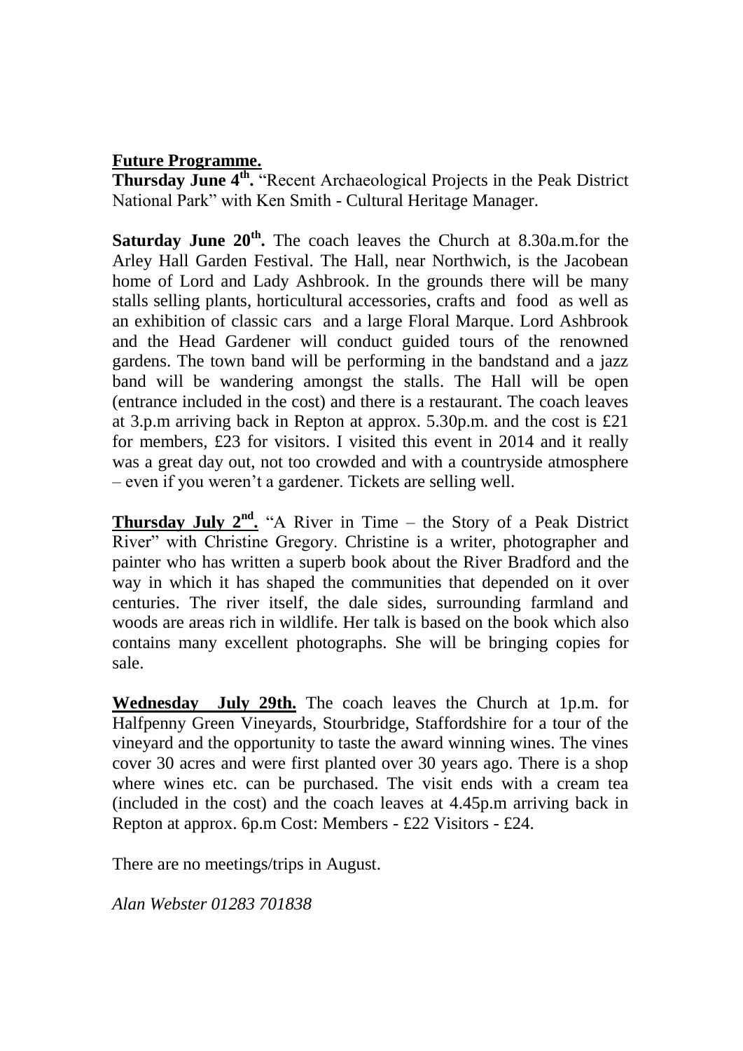**Future Programme.**

**Thursday June 4th.** "Recent Archaeological Projects in the Peak District National Park" with Ken Smith - Cultural Heritage Manager.

**Saturday June 20th.** The coach leaves the Church at 8.30a.m.for the Arley Hall Garden Festival. The Hall, near Northwich, is the Jacobean home of Lord and Lady Ashbrook. In the grounds there will be many stalls selling plants, horticultural accessories, crafts and food as well as an exhibition of classic cars and a large Floral Marque. Lord Ashbrook and the Head Gardener will conduct guided tours of the renowned gardens. The town band will be performing in the bandstand and a jazz band will be wandering amongst the stalls. The Hall will be open (entrance included in the cost) and there is a restaurant. The coach leaves at 3.p.m arriving back in Repton at approx. 5.30p.m. and the cost is £21 for members, £23 for visitors. I visited this event in 2014 and it really was a great day out, not too crowded and with a countryside atmosphere – even if you weren't a gardener. Tickets are selling well.

**Thursday July 2nd.** "A River in Time – the Story of a Peak District River" with Christine Gregory. Christine is a writer, photographer and painter who has written a superb book about the River Bradford and the way in which it has shaped the communities that depended on it over centuries. The river itself, the dale sides, surrounding farmland and woods are areas rich in wildlife. Her talk is based on the book which also contains many excellent photographs. She will be bringing copies for sale.

**Wednesday July 29th.** The coach leaves the Church at 1p.m. for Halfpenny Green Vineyards, Stourbridge, Staffordshire for a tour of the vineyard and the opportunity to taste the award winning wines. The vines cover 30 acres and were first planted over 30 years ago. There is a shop where wines etc. can be purchased. The visit ends with a cream tea (included in the cost) and the coach leaves at 4.45p.m arriving back in Repton at approx. 6p.m Cost: Members - £22 Visitors - £24.

There are no meetings/trips in August.

*Alan Webster 01283 701838*